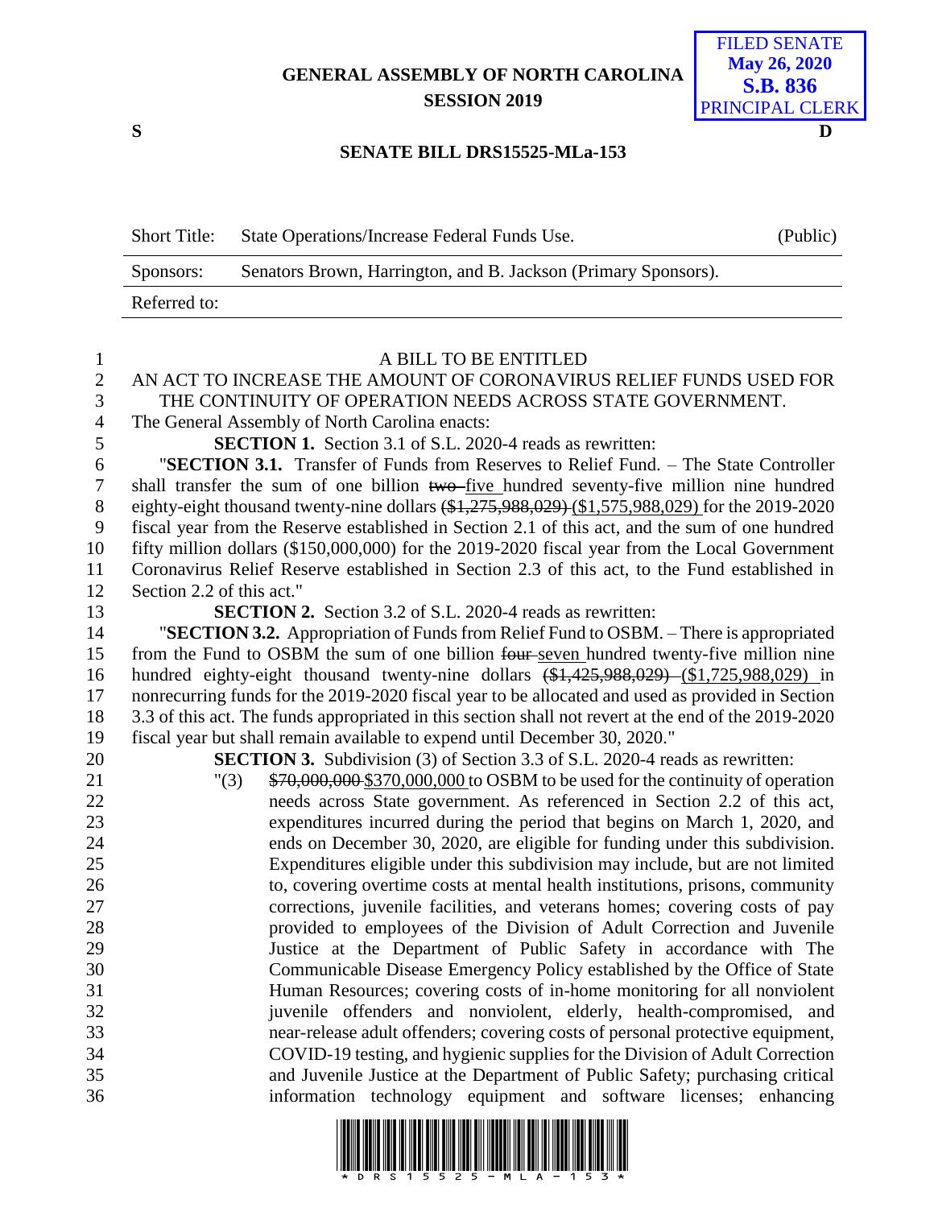GENERAL ASSEMBLY OF NORTH CAROLINA
SESSION 2019

FILED SENATE
May 26, 2020
S.B. 836
PRINCIPAL CLERK

S D

## SENATE BILL DRS15525-MLa-153

| Short Title: | State Operations/Increase Federal Funds Use. | (Public) |
|---|---|---|
| Sponsors: | Senators Brown, Harrington, and B. Jackson (Primary Sponsors). | |
| Referred to: | | |

A BILL TO BE ENTITLED

AN ACT TO INCREASE THE AMOUNT OF CORONAVIRUS RELIEF FUNDS USED FOR THE CONTINUITY OF OPERATION NEEDS ACROSS STATE GOVERNMENT.

The General Assembly of North Carolina enacts:

**SECTION 1.** Section 3.1 of S.L. 2020-4 reads as rewritten:

"**SECTION 3.1.** Transfer of Funds from Reserves to Relief Fund. – The State Controller shall transfer the sum of one billion ~~two~~ five hundred seventy-five million nine hundred eighty-eight thousand twenty-nine dollars ~~($1,275,988,029)~~ ($1,575,988,029) for the 2019-2020 fiscal year from the Reserve established in Section 2.1 of this act, and the sum of one hundred fifty million dollars ($150,000,000) for the 2019-2020 fiscal year from the Local Government Coronavirus Relief Reserve established in Section 2.3 of this act, to the Fund established in Section 2.2 of this act."

**SECTION 2.** Section 3.2 of S.L. 2020-4 reads as rewritten:

"**SECTION 3.2.** Appropriation of Funds from Relief Fund to OSBM. – There is appropriated from the Fund to OSBM the sum of one billion ~~four~~ seven hundred twenty-five million nine hundred eighty-eight thousand twenty-nine dollars ~~($1,425,988,029)~~ ($1,725,988,029) in nonrecurring funds for the 2019-2020 fiscal year to be allocated and used as provided in Section 3.3 of this act. The funds appropriated in this section shall not revert at the end of the 2019-2020 fiscal year but shall remain available to expend until December 30, 2020."

**SECTION 3.** Subdivision (3) of Section 3.3 of S.L. 2020-4 reads as rewritten:

"(3) ~~$70,000,000~~ $370,000,000 to OSBM to be used for the continuity of operation needs across State government. As referenced in Section 2.2 of this act, expenditures incurred during the period that begins on March 1, 2020, and ends on December 30, 2020, are eligible for funding under this subdivision. Expenditures eligible under this subdivision may include, but are not limited to, covering overtime costs at mental health institutions, prisons, community corrections, juvenile facilities, and veterans homes; covering costs of pay provided to employees of the Division of Adult Correction and Juvenile Justice at the Department of Public Safety in accordance with The Communicable Disease Emergency Policy established by the Office of State Human Resources; covering costs of in-home monitoring for all nonviolent juvenile offenders and nonviolent, elderly, health-compromised, and near-release adult offenders; covering costs of personal protective equipment, COVID-19 testing, and hygienic supplies for the Division of Adult Correction and Juvenile Justice at the Department of Public Safety; purchasing critical information technology equipment and software licenses; enhancing

\* D R S 1 5 5 2 5 - M L A - 1 5 3 \*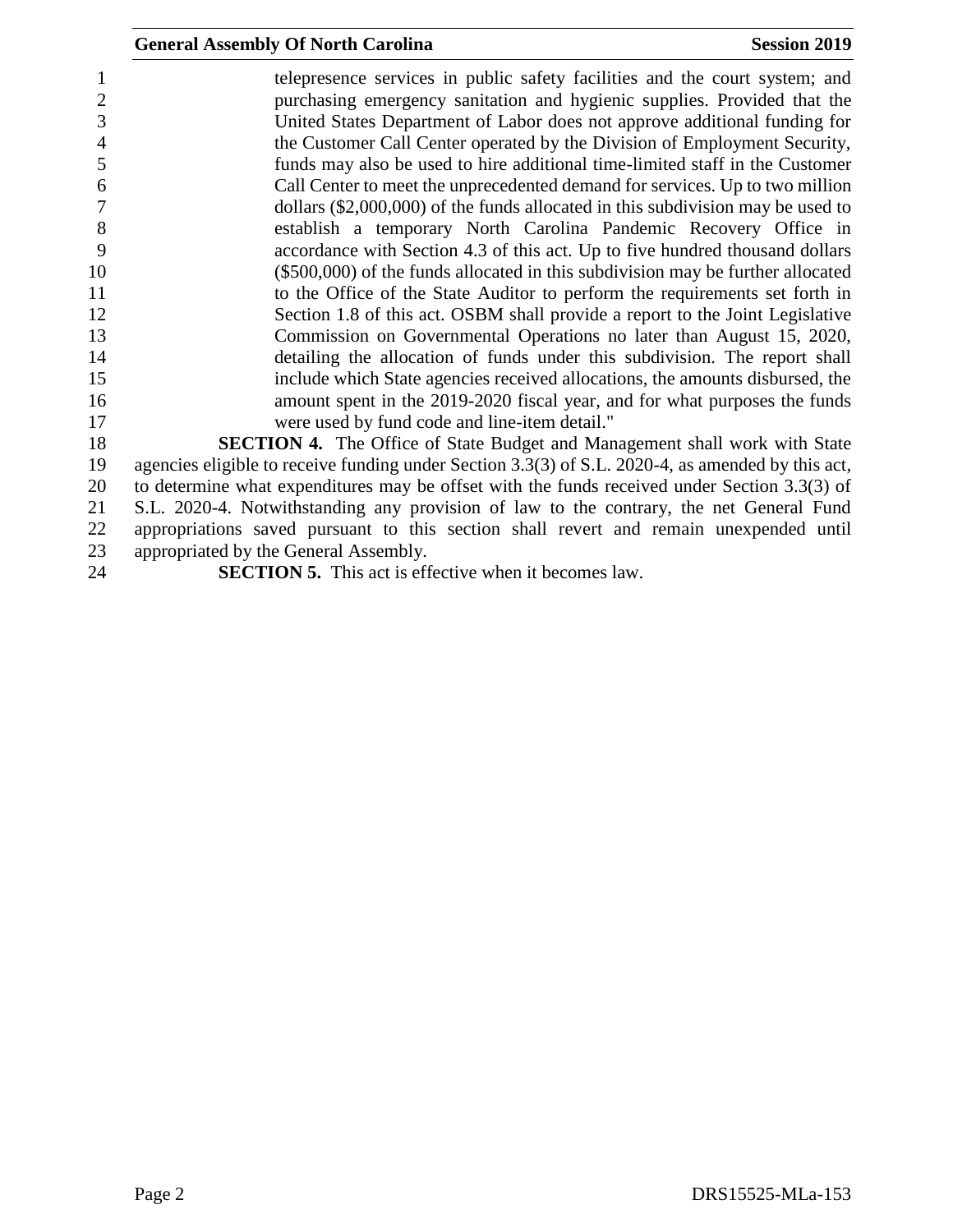telepresence services in public safety facilities and the court system; and purchasing emergency sanitation and hygienic supplies. Provided that the United States Department of Labor does not approve additional funding for the Customer Call Center operated by the Division of Employment Security, funds may also be used to hire additional time-limited staff in the Customer Call Center to meet the unprecedented demand for services. Up to two million dollars ($2,000,000) of the funds allocated in this subdivision may be used to establish a temporary North Carolina Pandemic Recovery Office in accordance with Section 4.3 of this act. Up to five hundred thousand dollars ($500,000) of the funds allocated in this subdivision may be further allocated to the Office of the State Auditor to perform the requirements set forth in Section 1.8 of this act. OSBM shall provide a report to the Joint Legislative Commission on Governmental Operations no later than August 15, 2020, detailing the allocation of funds under this subdivision. The report shall include which State agencies received allocations, the amounts disbursed, the amount spent in the 2019-2020 fiscal year, and for what purposes the funds were used by fund code and line-item detail."

**SECTION 4.** The Office of State Budget and Management shall work with State agencies eligible to receive funding under Section 3.3(3) of S.L. 2020-4, as amended by this act, to determine what expenditures may be offset with the funds received under Section 3.3(3) of S.L. 2020-4. Notwithstanding any provision of law to the contrary, the net General Fund appropriations saved pursuant to this section shall revert and remain unexpended until appropriated by the General Assembly.

**SECTION 5.** This act is effective when it becomes law.